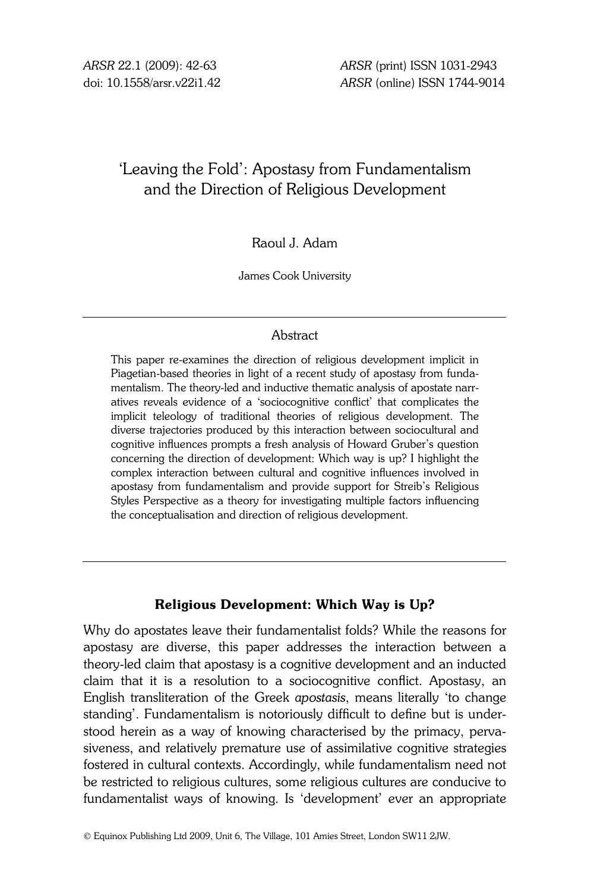# 'Leaving the Fold': Apostasy from Fundamentalism and the Direction of Religious Development

Raoul J. Adam

James Cook University

## Abstract

This paper re-examines the direction of religious development implicit in Piagetian-based theories in light of a recent study of apostasy from fundamentalism. The theory-led and inductive thematic analysis of apostate narratives reveals evidence of a 'sociocognitive conflict' that complicates the implicit teleology of traditional theories of religious development. The diverse trajectories produced by this interaction between sociocultural and cognitive influences prompts a fresh analysis of Howard Gruber's question concerning the direction of development: Which way is up? I highlight the complex interaction between cultural and cognitive influences involved in apostasy from fundamentalism and provide support for Streib's Religious Styles Perspective as a theory for investigating multiple factors influencing the conceptualisation and direction of religious development.

## Religious Development: Which Way is Up?

Why do apostates leave their fundamentalist folds? While the reasons for apostasy are diverse, this paper addresses the interaction between a theory-led claim that apostasy is a cognitive development and an inducted claim that it is a resolution to a sociocognitive conflict. Apostasy, an English transliteration of the Greek *apostasis*, means literally 'to change standing'. Fundamentalism is notoriously difficult to define but is understood herein as a way of knowing characterised by the primacy, pervasiveness, and relatively premature use of assimilative cognitive strategies fostered in cultural contexts. Accordingly, while fundamentalism need not be restricted to religious cultures, some religious cultures are conducive to fundamentalist ways of knowing. Is 'development' ever an appropriate

© Equinox Publishing Ltd 2009, Unit 6, The Village, 101 Amies Street, London SW11 2JW.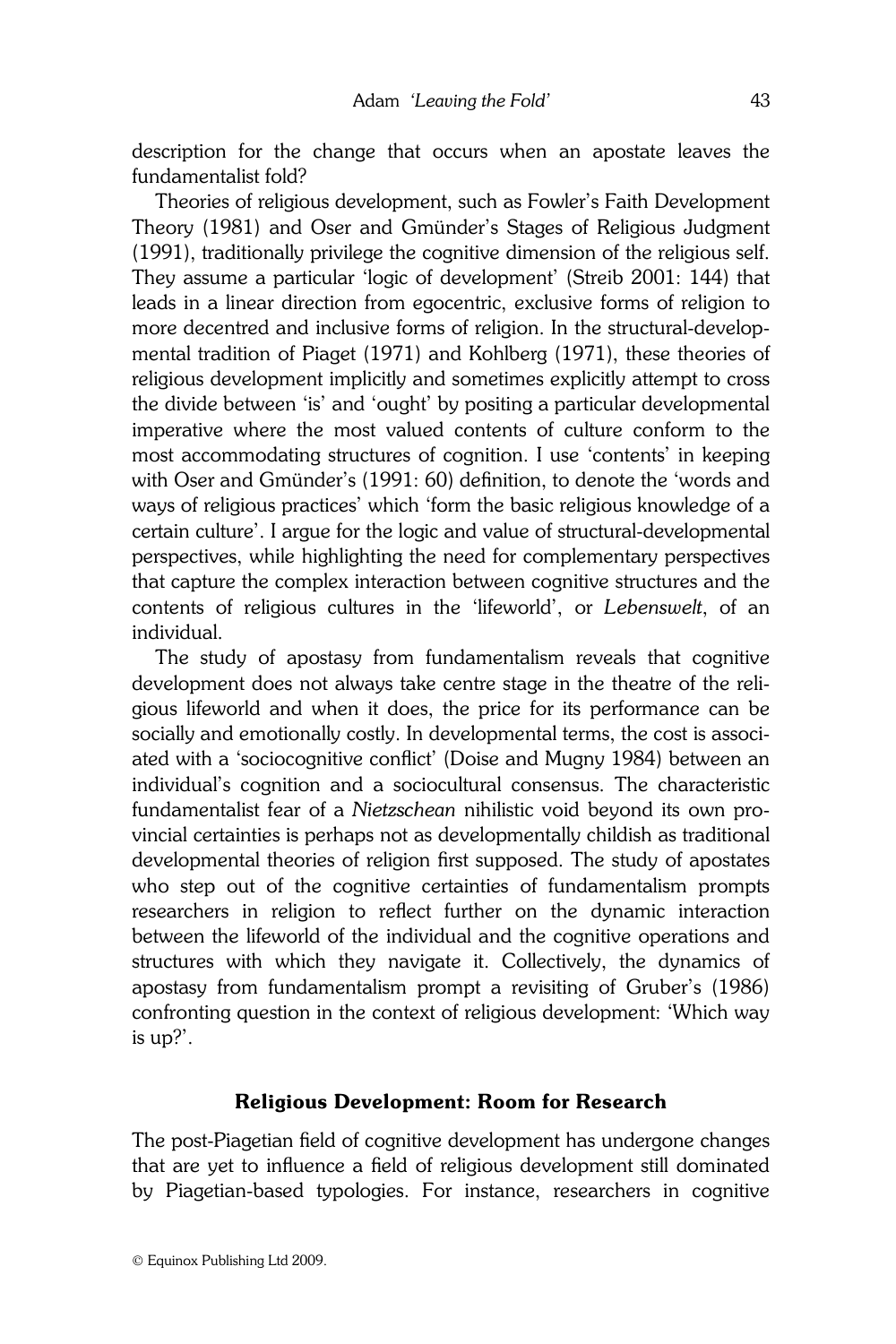description for the change that occurs when an apostate leaves the fundamentalist fold?

Theories of religious development, such as Fowler's Faith Development Theory (1981) and Oser and Gmünder's Stages of Religious Judgment (1991), traditionally privilege the cognitive dimension of the religious self. They assume a particular 'logic of development' (Streib 2001: 144) that leads in a linear direction from egocentric, exclusive forms of religion to more decentred and inclusive forms of religion. In the structural-developmental tradition of Piaget (1971) and Kohlberg (1971), these theories of religious development implicitly and sometimes explicitly attempt to cross the divide between 'is' and 'ought' by positing a particular developmental imperative where the most valued contents of culture conform to the most accommodating structures of cognition. I use 'contents' in keeping with Oser and Gmünder's (1991: 60) definition, to denote the 'words and ways of religious practices' which 'form the basic religious knowledge of a certain culture'. I argue for the logic and value of structural-developmental perspectives, while highlighting the need for complementary perspectives that capture the complex interaction between cognitive structures and the contents of religious cultures in the 'lifeworld', or *Lebenswelt*, of an individual.

The study of apostasy from fundamentalism reveals that cognitive development does not always take centre stage in the theatre of the religious lifeworld and when it does, the price for its performance can be socially and emotionally costly. In developmental terms, the cost is associated with a 'sociocognitive conflict' (Doise and Mugny 1984) between an individual's cognition and a sociocultural consensus. The characteristic fundamentalist fear of a *Nietzschean* nihilistic void beyond its own provincial certainties is perhaps not as developmentally childish as traditional developmental theories of religion first supposed. The study of apostates who step out of the cognitive certainties of fundamentalism prompts researchers in religion to reflect further on the dynamic interaction between the lifeworld of the individual and the cognitive operations and structures with which they navigate it. Collectively, the dynamics of apostasy from fundamentalism prompt a revisiting of Gruber's (1986) confronting question in the context of religious development: 'Which way is up?'.

## Religious Development: Room for Research

The post-Piagetian field of cognitive development has undergone changes that are yet to influence a field of religious development still dominated by Piagetian-based typologies. For instance, researchers in cognitive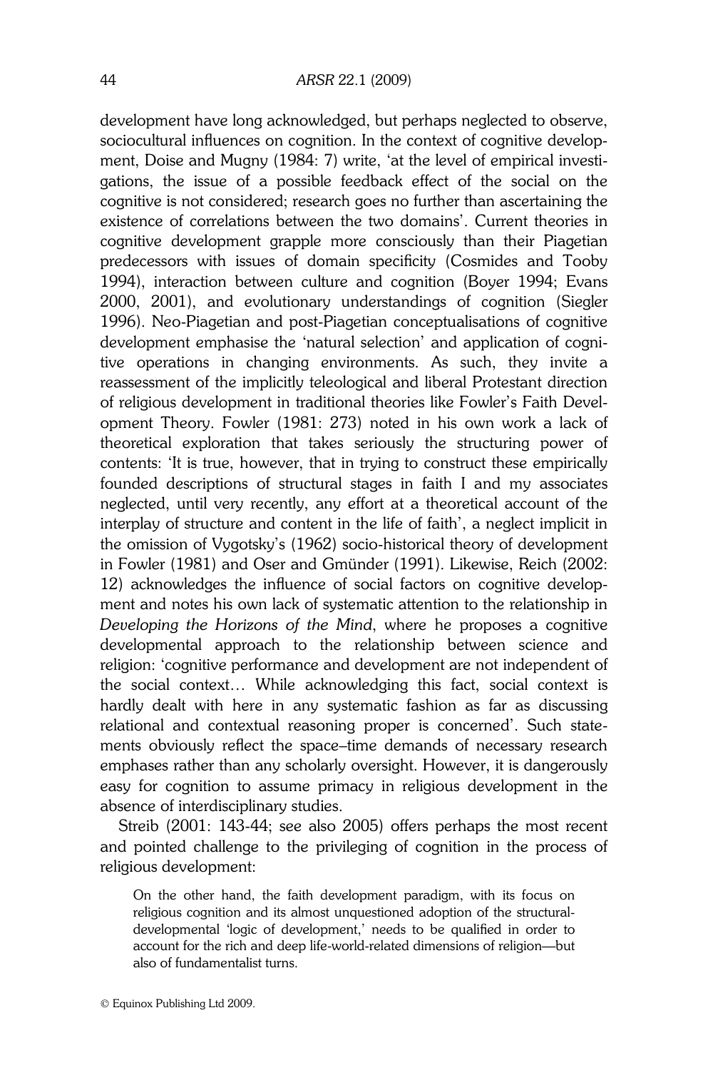development have long acknowledged, but perhaps neglected to observe, sociocultural influences on cognition. In the context of cognitive development, Doise and Mugny (1984: 7) write, 'at the level of empirical investigations, the issue of a possible feedback effect of the social on the cognitive is not considered; research goes no further than ascertaining the existence of correlations between the two domains'. Current theories in cognitive development grapple more consciously than their Piagetian predecessors with issues of domain specificity (Cosmides and Tooby 1994), interaction between culture and cognition (Boyer 1994; Evans 2000, 2001), and evolutionary understandings of cognition (Siegler 1996). Neo-Piagetian and post-Piagetian conceptualisations of cognitive development emphasise the 'natural selection' and application of cognitive operations in changing environments. As such, they invite a reassessment of the implicitly teleological and liberal Protestant direction of religious development in traditional theories like Fowler's Faith Development Theory. Fowler (1981: 273) noted in his own work a lack of theoretical exploration that takes seriously the structuring power of contents: 'It is true, however, that in trying to construct these empirically founded descriptions of structural stages in faith I and my associates neglected, until very recently, any effort at a theoretical account of the interplay of structure and content in the life of faith', a neglect implicit in the omission of Vygotsky's (1962) socio-historical theory of development in Fowler (1981) and Oser and Gmünder (1991). Likewise, Reich (2002: 12) acknowledges the influence of social factors on cognitive development and notes his own lack of systematic attention to the relationship in *Developing the Horizons of the Mind*, where he proposes a cognitive developmental approach to the relationship between science and religion: 'cognitive performance and development are not independent of the social context… While acknowledging this fact, social context is hardly dealt with here in any systematic fashion as far as discussing relational and contextual reasoning proper is concerned'. Such statements obviously reflect the space–time demands of necessary research emphases rather than any scholarly oversight. However, it is dangerously easy for cognition to assume primacy in religious development in the absence of interdisciplinary studies.

Streib (2001: 143-44; see also 2005) offers perhaps the most recent and pointed challenge to the privileging of cognition in the process of religious development:

> On the other hand, the faith development paradigm, with its focus on religious cognition and its almost unquestioned adoption of the structural-developmental 'logic of development,' needs to be qualified in order to account for the rich and deep life-world-related dimensions of religion—but also of fundamentalist turns.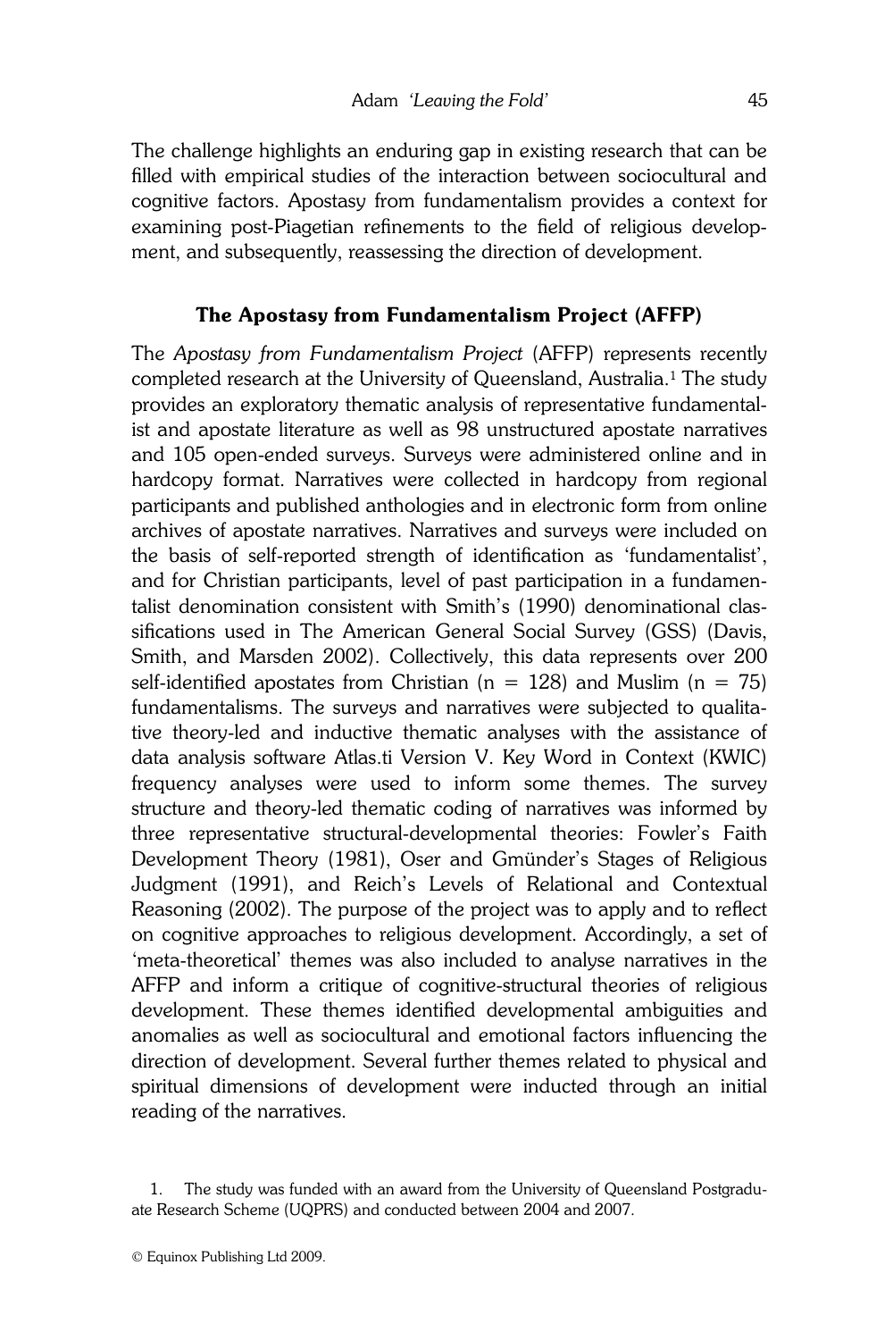The challenge highlights an enduring gap in existing research that can be filled with empirical studies of the interaction between sociocultural and cognitive factors. Apostasy from fundamentalism provides a context for examining post-Piagetian refinements to the field of religious development, and subsequently, reassessing the direction of development.

## The Apostasy from Fundamentalism Project (AFFP)

The *Apostasy from Fundamentalism Project* (AFFP) represents recently completed research at the University of Queensland, Australia.[1] The study provides an exploratory thematic analysis of representative fundamentalist and apostate literature as well as 98 unstructured apostate narratives and 105 open-ended surveys. Surveys were administered online and in hardcopy format. Narratives were collected in hardcopy from regional participants and published anthologies and in electronic form from online archives of apostate narratives. Narratives and surveys were included on the basis of self-reported strength of identification as 'fundamentalist', and for Christian participants, level of past participation in a fundamentalist denomination consistent with Smith's (1990) denominational classifications used in The American General Social Survey (GSS) (Davis, Smith, and Marsden 2002). Collectively, this data represents over 200 self-identified apostates from Christian (n = 128) and Muslim (n = 75) fundamentalisms. The surveys and narratives were subjected to qualitative theory-led and inductive thematic analyses with the assistance of data analysis software Atlas.ti Version V. Key Word in Context (KWIC) frequency analyses were used to inform some themes. The survey structure and theory-led thematic coding of narratives was informed by three representative structural-developmental theories: Fowler's Faith Development Theory (1981), Oser and Gmünder's Stages of Religious Judgment (1991), and Reich's Levels of Relational and Contextual Reasoning (2002). The purpose of the project was to apply and to reflect on cognitive approaches to religious development. Accordingly, a set of 'meta-theoretical' themes was also included to analyse narratives in the AFFP and inform a critique of cognitive-structural theories of religious development. These themes identified developmental ambiguities and anomalies as well as sociocultural and emotional factors influencing the direction of development. Several further themes related to physical and spiritual dimensions of development were inducted through an initial reading of the narratives.

1. The study was funded with an award from the University of Queensland Postgraduate Research Scheme (UQPRS) and conducted between 2004 and 2007.

© Equinox Publishing Ltd 2009.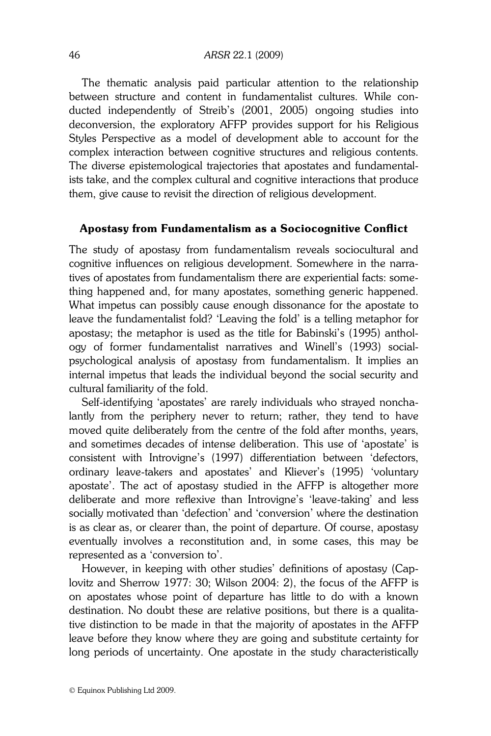The thematic analysis paid particular attention to the relationship between structure and content in fundamentalist cultures. While conducted independently of Streib's (2001, 2005) ongoing studies into deconversion, the exploratory AFFP provides support for his Religious Styles Perspective as a model of development able to account for the complex interaction between cognitive structures and religious contents. The diverse epistemological trajectories that apostates and fundamentalists take, and the complex cultural and cognitive interactions that produce them, give cause to revisit the direction of religious development.

## Apostasy from Fundamentalism as a Sociocognitive Conflict

The study of apostasy from fundamentalism reveals sociocultural and cognitive influences on religious development. Somewhere in the narratives of apostates from fundamentalism there are experiential facts: something happened and, for many apostates, something generic happened. What impetus can possibly cause enough dissonance for the apostate to leave the fundamentalist fold? 'Leaving the fold' is a telling metaphor for apostasy; the metaphor is used as the title for Babinski's (1995) anthology of former fundamentalist narratives and Winell's (1993) social-psychological analysis of apostasy from fundamentalism. It implies an internal impetus that leads the individual beyond the social security and cultural familiarity of the fold.

Self-identifying 'apostates' are rarely individuals who strayed nonchalantly from the periphery never to return; rather, they tend to have moved quite deliberately from the centre of the fold after months, years, and sometimes decades of intense deliberation. This use of 'apostate' is consistent with Introvigne's (1997) differentiation between 'defectors, ordinary leave-takers and apostates' and Kliever's (1995) 'voluntary apostate'. The act of apostasy studied in the AFFP is altogether more deliberate and more reflexive than Introvigne's 'leave-taking' and less socially motivated than 'defection' and 'conversion' where the destination is as clear as, or clearer than, the point of departure. Of course, apostasy eventually involves a reconstitution and, in some cases, this may be represented as a 'conversion to'.

However, in keeping with other studies' definitions of apostasy (Caplovitz and Sherrow 1977: 30; Wilson 2004: 2), the focus of the AFFP is on apostates whose point of departure has little to do with a known destination. No doubt these are relative positions, but there is a qualitative distinction to be made in that the majority of apostates in the AFFP leave before they know where they are going and substitute certainty for long periods of uncertainty. One apostate in the study characteristically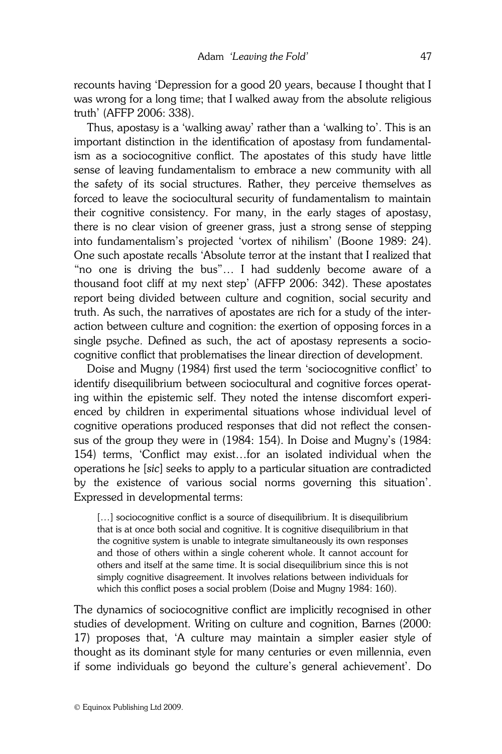recounts having 'Depression for a good 20 years, because I thought that I was wrong for a long time; that I walked away from the absolute religious truth' (AFFP 2006: 338).

Thus, apostasy is a 'walking away' rather than a 'walking to'. This is an important distinction in the identification of apostasy from fundamentalism as a sociocognitive conflict. The apostates of this study have little sense of leaving fundamentalism to embrace a new community with all the safety of its social structures. Rather, they perceive themselves as forced to leave the sociocultural security of fundamentalism to maintain their cognitive consistency. For many, in the early stages of apostasy, there is no clear vision of greener grass, just a strong sense of stepping into fundamentalism's projected 'vortex of nihilism' (Boone 1989: 24). One such apostate recalls 'Absolute terror at the instant that I realized that "no one is driving the bus"… I had suddenly become aware of a thousand foot cliff at my next step' (AFFP 2006: 342). These apostates report being divided between culture and cognition, social security and truth. As such, the narratives of apostates are rich for a study of the interaction between culture and cognition: the exertion of opposing forces in a single psyche. Defined as such, the act of apostasy represents a sociocognitive conflict that problematises the linear direction of development.

Doise and Mugny (1984) first used the term 'sociocognitive conflict' to identify disequilibrium between sociocultural and cognitive forces operating within the epistemic self. They noted the intense discomfort experienced by children in experimental situations whose individual level of cognitive operations produced responses that did not reflect the consensus of the group they were in (1984: 154). In Doise and Mugny's (1984: 154) terms, 'Conflict may exist…for an isolated individual when the operations he [*sic*] seeks to apply to a particular situation are contradicted by the existence of various social norms governing this situation'. Expressed in developmental terms:

> […] sociocognitive conflict is a source of disequilibrium. It is disequilibrium that is at once both social and cognitive. It is cognitive disequilibrium in that the cognitive system is unable to integrate simultaneously its own responses and those of others within a single coherent whole. It cannot account for others and itself at the same time. It is social disequilibrium since this is not simply cognitive disagreement. It involves relations between individuals for which this conflict poses a social problem (Doise and Mugny 1984: 160).

The dynamics of sociocognitive conflict are implicitly recognised in other studies of development. Writing on culture and cognition, Barnes (2000: 17) proposes that, 'A culture may maintain a simpler easier style of thought as its dominant style for many centuries or even millennia, even if some individuals go beyond the culture's general achievement'. Do

© Equinox Publishing Ltd 2009.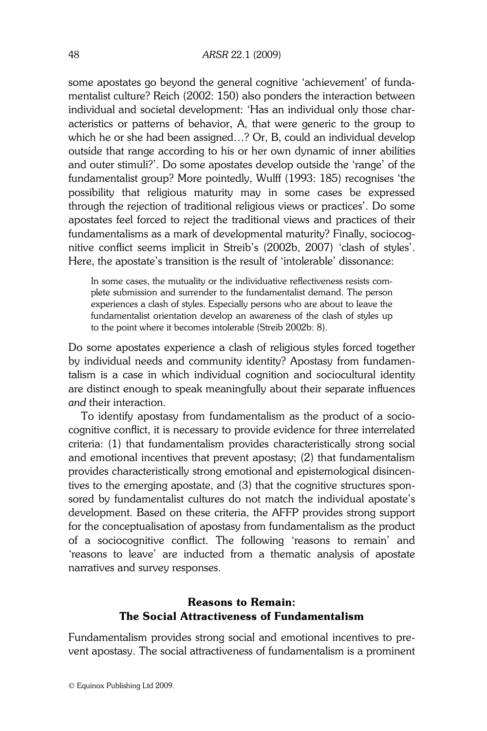some apostates go beyond the general cognitive 'achievement' of fundamentalist culture? Reich (2002: 150) also ponders the interaction between individual and societal development: 'Has an individual only those characteristics or patterns of behavior, A, that were generic to the group to which he or she had been assigned…? Or, B, could an individual develop outside that range according to his or her own dynamic of inner abilities and outer stimuli?'. Do some apostates develop outside the 'range' of the fundamentalist group? More pointedly, Wulff (1993: 185) recognises 'the possibility that religious maturity may in some cases be expressed through the rejection of traditional religious views or practices'. Do some apostates feel forced to reject the traditional views and practices of their fundamentalisms as a mark of developmental maturity? Finally, sociocognitive conflict seems implicit in Streib's (2002b, 2007) 'clash of styles'. Here, the apostate's transition is the result of 'intolerable' dissonance:

> In some cases, the mutuality or the individuative reflectiveness resists complete submission and surrender to the fundamentalist demand. The person experiences a clash of styles. Especially persons who are about to leave the fundamentalist orientation develop an awareness of the clash of styles up to the point where it becomes intolerable (Streib 2002b: 8).

Do some apostates experience a clash of religious styles forced together by individual needs and community identity? Apostasy from fundamentalism is a case in which individual cognition and sociocultural identity are distinct enough to speak meaningfully about their separate influences *and* their interaction.

To identify apostasy from fundamentalism as the product of a sociocognitive conflict, it is necessary to provide evidence for three interrelated criteria: (1) that fundamentalism provides characteristically strong social and emotional incentives that prevent apostasy; (2) that fundamentalism provides characteristically strong emotional and epistemological disincentives to the emerging apostate, and (3) that the cognitive structures sponsored by fundamentalist cultures do not match the individual apostate's development. Based on these criteria, the AFFP provides strong support for the conceptualisation of apostasy from fundamentalism as the product of a sociocognitive conflict. The following 'reasons to remain' and 'reasons to leave' are inducted from a thematic analysis of apostate narratives and survey responses.

## Reasons to Remain: The Social Attractiveness of Fundamentalism

Fundamentalism provides strong social and emotional incentives to prevent apostasy. The social attractiveness of fundamentalism is a prominent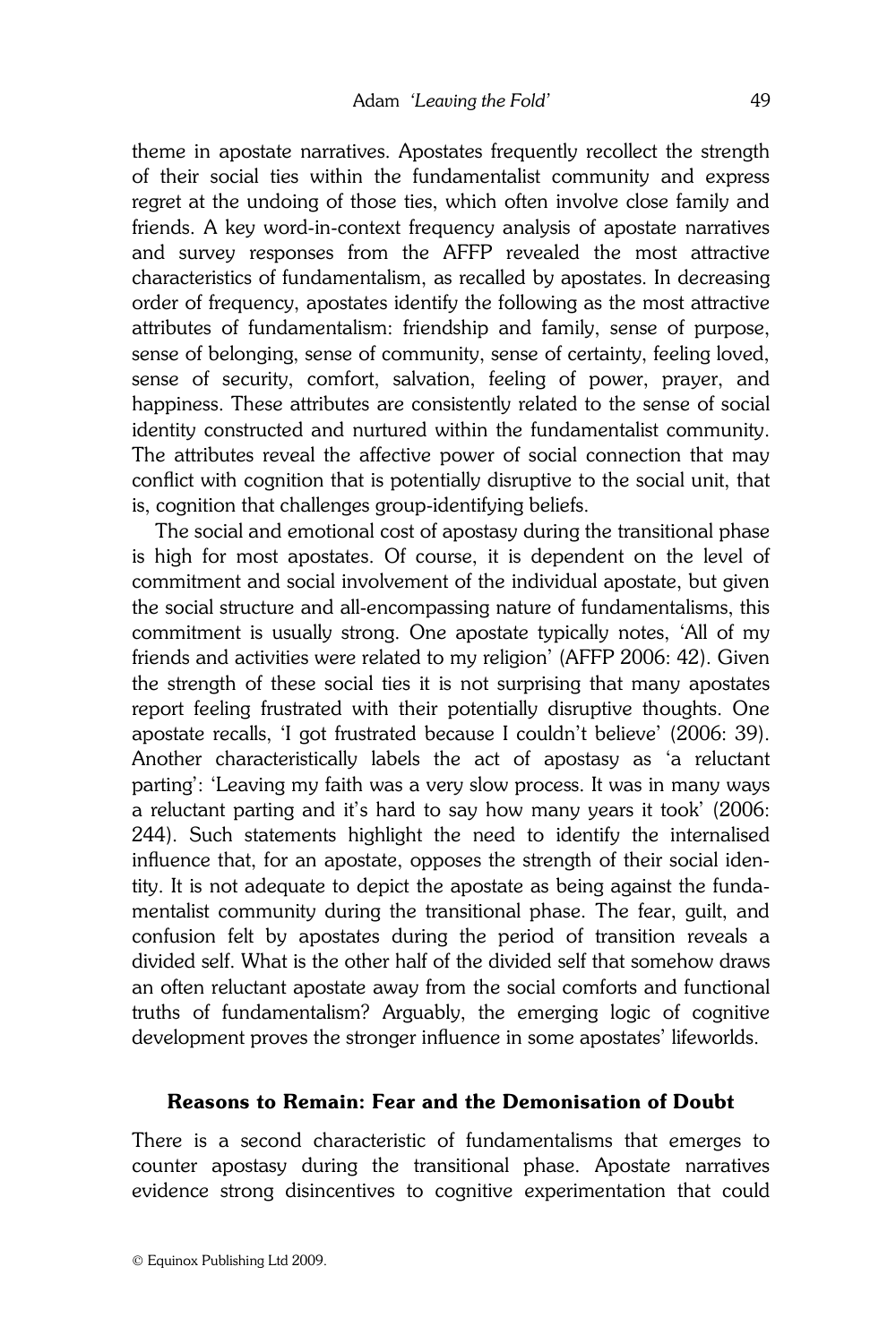theme in apostate narratives. Apostates frequently recollect the strength of their social ties within the fundamentalist community and express regret at the undoing of those ties, which often involve close family and friends. A key word-in-context frequency analysis of apostate narratives and survey responses from the AFFP revealed the most attractive characteristics of fundamentalism, as recalled by apostates. In decreasing order of frequency, apostates identify the following as the most attractive attributes of fundamentalism: friendship and family, sense of purpose, sense of belonging, sense of community, sense of certainty, feeling loved, sense of security, comfort, salvation, feeling of power, prayer, and happiness. These attributes are consistently related to the sense of social identity constructed and nurtured within the fundamentalist community. The attributes reveal the affective power of social connection that may conflict with cognition that is potentially disruptive to the social unit, that is, cognition that challenges group-identifying beliefs.

The social and emotional cost of apostasy during the transitional phase is high for most apostates. Of course, it is dependent on the level of commitment and social involvement of the individual apostate, but given the social structure and all-encompassing nature of fundamentalisms, this commitment is usually strong. One apostate typically notes, 'All of my friends and activities were related to my religion' (AFFP 2006: 42). Given the strength of these social ties it is not surprising that many apostates report feeling frustrated with their potentially disruptive thoughts. One apostate recalls, 'I got frustrated because I couldn't believe' (2006: 39). Another characteristically labels the act of apostasy as 'a reluctant parting': 'Leaving my faith was a very slow process. It was in many ways a reluctant parting and it's hard to say how many years it took' (2006: 244). Such statements highlight the need to identify the internalised influence that, for an apostate, opposes the strength of their social identity. It is not adequate to depict the apostate as being against the fundamentalist community during the transitional phase. The fear, guilt, and confusion felt by apostates during the period of transition reveals a divided self. What is the other half of the divided self that somehow draws an often reluctant apostate away from the social comforts and functional truths of fundamentalism? Arguably, the emerging logic of cognitive development proves the stronger influence in some apostates' lifeworlds.

## Reasons to Remain: Fear and the Demonisation of Doubt

There is a second characteristic of fundamentalisms that emerges to counter apostasy during the transitional phase. Apostate narratives evidence strong disincentives to cognitive experimentation that could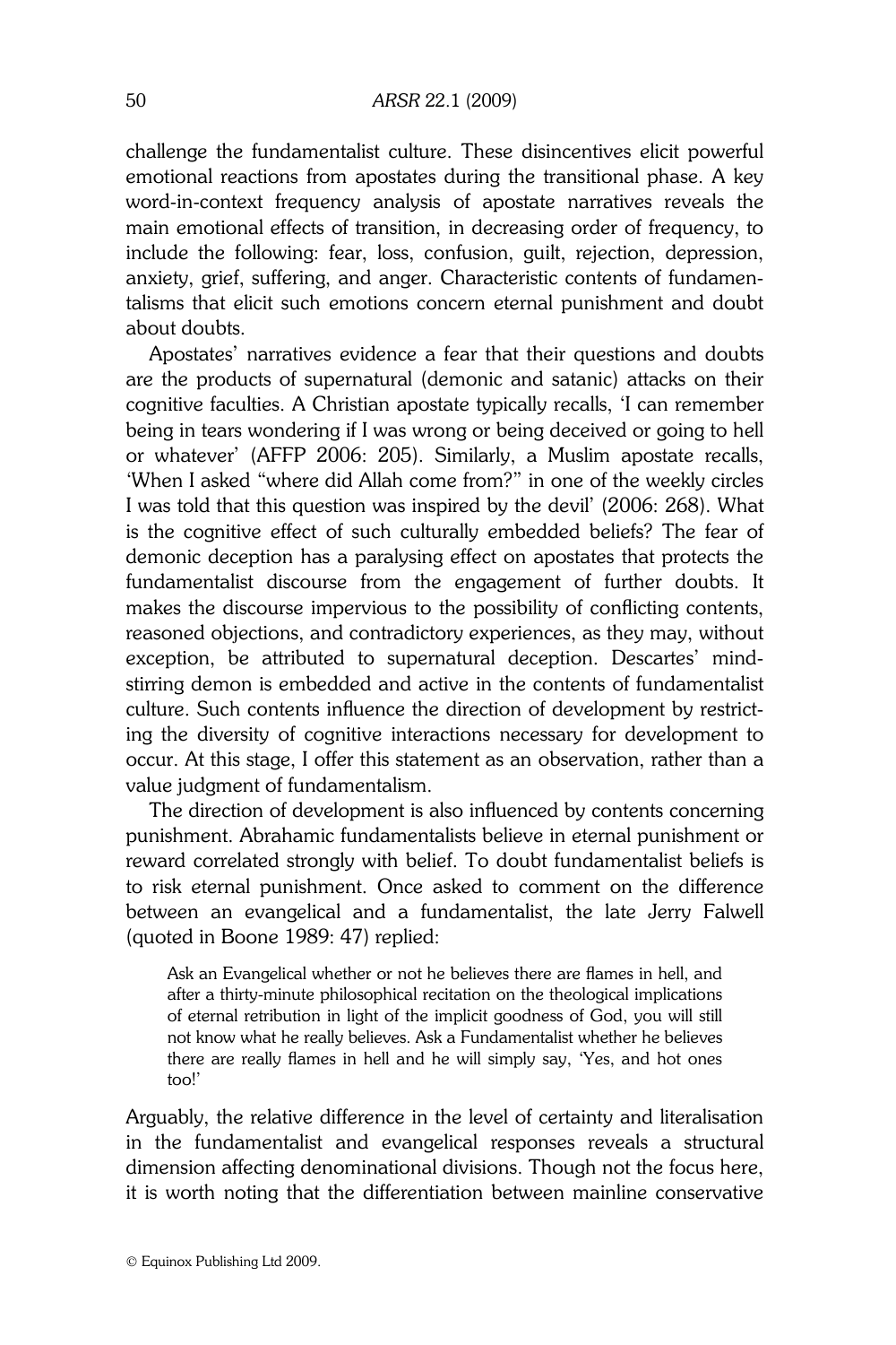challenge the fundamentalist culture. These disincentives elicit powerful emotional reactions from apostates during the transitional phase. A key word-in-context frequency analysis of apostate narratives reveals the main emotional effects of transition, in decreasing order of frequency, to include the following: fear, loss, confusion, guilt, rejection, depression, anxiety, grief, suffering, and anger. Characteristic contents of fundamentalisms that elicit such emotions concern eternal punishment and doubt about doubts.

Apostates' narratives evidence a fear that their questions and doubts are the products of supernatural (demonic and satanic) attacks on their cognitive faculties. A Christian apostate typically recalls, 'I can remember being in tears wondering if I was wrong or being deceived or going to hell or whatever' (AFFP 2006: 205). Similarly, a Muslim apostate recalls, 'When I asked "where did Allah come from?" in one of the weekly circles I was told that this question was inspired by the devil' (2006: 268). What is the cognitive effect of such culturally embedded beliefs? The fear of demonic deception has a paralysing effect on apostates that protects the fundamentalist discourse from the engagement of further doubts. It makes the discourse impervious to the possibility of conflicting contents, reasoned objections, and contradictory experiences, as they may, without exception, be attributed to supernatural deception. Descartes' mind-stirring demon is embedded and active in the contents of fundamentalist culture. Such contents influence the direction of development by restricting the diversity of cognitive interactions necessary for development to occur. At this stage, I offer this statement as an observation, rather than a value judgment of fundamentalism.

The direction of development is also influenced by contents concerning punishment. Abrahamic fundamentalists believe in eternal punishment or reward correlated strongly with belief. To doubt fundamentalist beliefs is to risk eternal punishment. Once asked to comment on the difference between an evangelical and a fundamentalist, the late Jerry Falwell (quoted in Boone 1989: 47) replied:

> Ask an Evangelical whether or not he believes there are flames in hell, and after a thirty-minute philosophical recitation on the theological implications of eternal retribution in light of the implicit goodness of God, you will still not know what he really believes. Ask a Fundamentalist whether he believes there are really flames in hell and he will simply say, 'Yes, and hot ones too!'

Arguably, the relative difference in the level of certainty and literalisation in the fundamentalist and evangelical responses reveals a structural dimension affecting denominational divisions. Though not the focus here, it is worth noting that the differentiation between mainline conservative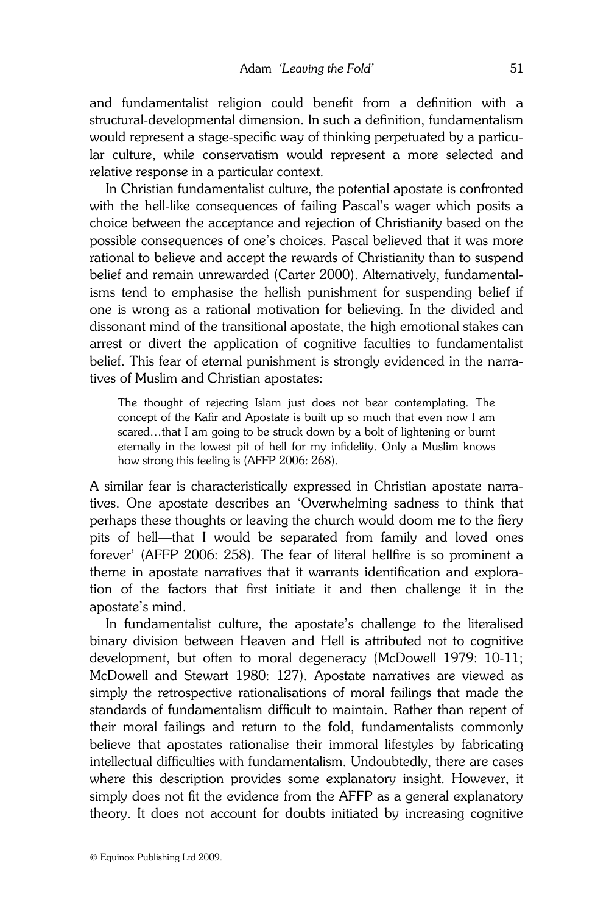and fundamentalist religion could benefit from a definition with a structural-developmental dimension. In such a definition, fundamentalism would represent a stage-specific way of thinking perpetuated by a particular culture, while conservatism would represent a more selected and relative response in a particular context.

In Christian fundamentalist culture, the potential apostate is confronted with the hell-like consequences of failing Pascal's wager which posits a choice between the acceptance and rejection of Christianity based on the possible consequences of one's choices. Pascal believed that it was more rational to believe and accept the rewards of Christianity than to suspend belief and remain unrewarded (Carter 2000). Alternatively, fundamentalisms tend to emphasise the hellish punishment for suspending belief if one is wrong as a rational motivation for believing. In the divided and dissonant mind of the transitional apostate, the high emotional stakes can arrest or divert the application of cognitive faculties to fundamentalist belief. This fear of eternal punishment is strongly evidenced in the narratives of Muslim and Christian apostates:

> The thought of rejecting Islam just does not bear contemplating. The concept of the Kafir and Apostate is built up so much that even now I am scared…that I am going to be struck down by a bolt of lightening or burnt eternally in the lowest pit of hell for my infidelity. Only a Muslim knows how strong this feeling is (AFFP 2006: 268).

A similar fear is characteristically expressed in Christian apostate narratives. One apostate describes an 'Overwhelming sadness to think that perhaps these thoughts or leaving the church would doom me to the fiery pits of hell—that I would be separated from family and loved ones forever' (AFFP 2006: 258). The fear of literal hellfire is so prominent a theme in apostate narratives that it warrants identification and exploration of the factors that first initiate it and then challenge it in the apostate's mind.

In fundamentalist culture, the apostate's challenge to the literalised binary division between Heaven and Hell is attributed not to cognitive development, but often to moral degeneracy (McDowell 1979: 10-11; McDowell and Stewart 1980: 127). Apostate narratives are viewed as simply the retrospective rationalisations of moral failings that made the standards of fundamentalism difficult to maintain. Rather than repent of their moral failings and return to the fold, fundamentalists commonly believe that apostates rationalise their immoral lifestyles by fabricating intellectual difficulties with fundamentalism. Undoubtedly, there are cases where this description provides some explanatory insight. However, it simply does not fit the evidence from the AFFP as a general explanatory theory. It does not account for doubts initiated by increasing cognitive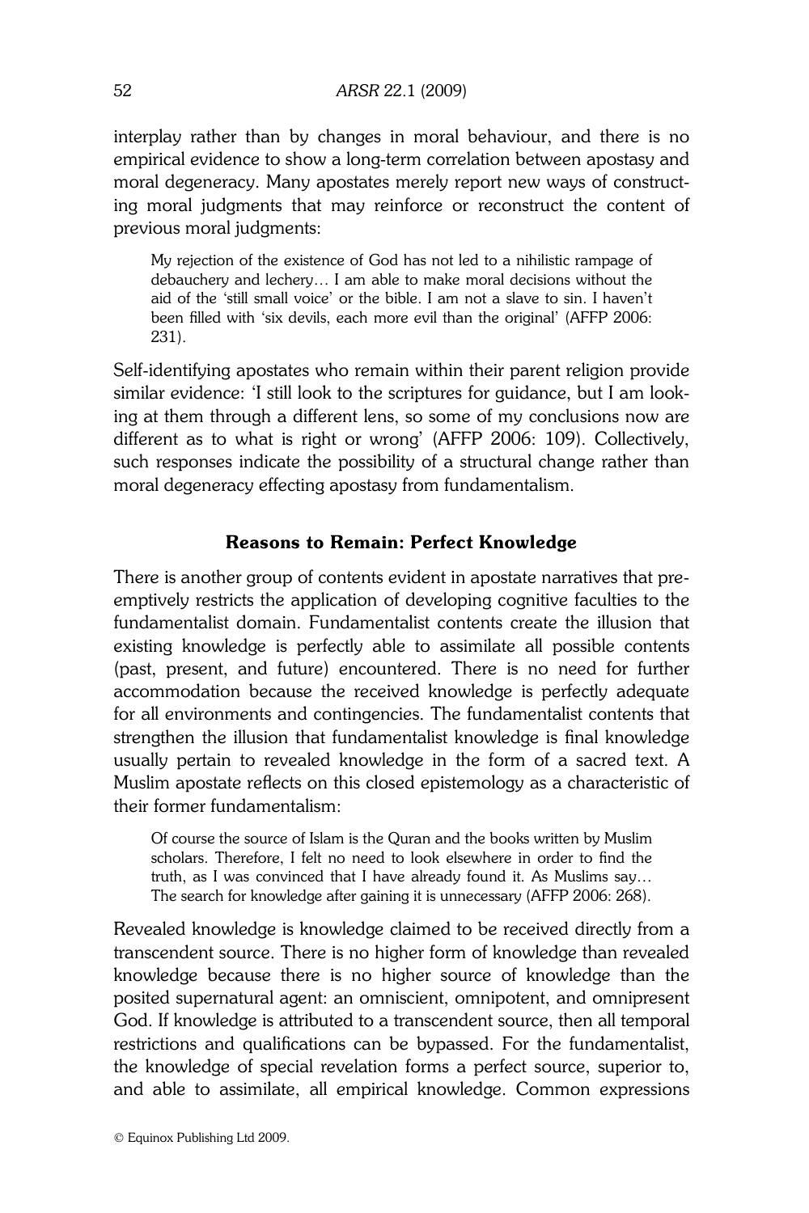interplay rather than by changes in moral behaviour, and there is no empirical evidence to show a long-term correlation between apostasy and moral degeneracy. Many apostates merely report new ways of constructing moral judgments that may reinforce or reconstruct the content of previous moral judgments:

> My rejection of the existence of God has not led to a nihilistic rampage of debauchery and lechery… I am able to make moral decisions without the aid of the 'still small voice' or the bible. I am not a slave to sin. I haven't been filled with 'six devils, each more evil than the original' (AFFP 2006: 231).

Self-identifying apostates who remain within their parent religion provide similar evidence: 'I still look to the scriptures for guidance, but I am looking at them through a different lens, so some of my conclusions now are different as to what is right or wrong' (AFFP 2006: 109). Collectively, such responses indicate the possibility of a structural change rather than moral degeneracy effecting apostasy from fundamentalism.

## Reasons to Remain: Perfect Knowledge

There is another group of contents evident in apostate narratives that pre-emptively restricts the application of developing cognitive faculties to the fundamentalist domain. Fundamentalist contents create the illusion that existing knowledge is perfectly able to assimilate all possible contents (past, present, and future) encountered. There is no need for further accommodation because the received knowledge is perfectly adequate for all environments and contingencies. The fundamentalist contents that strengthen the illusion that fundamentalist knowledge is final knowledge usually pertain to revealed knowledge in the form of a sacred text. A Muslim apostate reflects on this closed epistemology as a characteristic of their former fundamentalism:

> Of course the source of Islam is the Quran and the books written by Muslim scholars. Therefore, I felt no need to look elsewhere in order to find the truth, as I was convinced that I have already found it. As Muslims say… The search for knowledge after gaining it is unnecessary (AFFP 2006: 268).

Revealed knowledge is knowledge claimed to be received directly from a transcendent source. There is no higher form of knowledge than revealed knowledge because there is no higher source of knowledge than the posited supernatural agent: an omniscient, omnipotent, and omnipresent God. If knowledge is attributed to a transcendent source, then all temporal restrictions and qualifications can be bypassed. For the fundamentalist, the knowledge of special revelation forms a perfect source, superior to, and able to assimilate, all empirical knowledge. Common expressions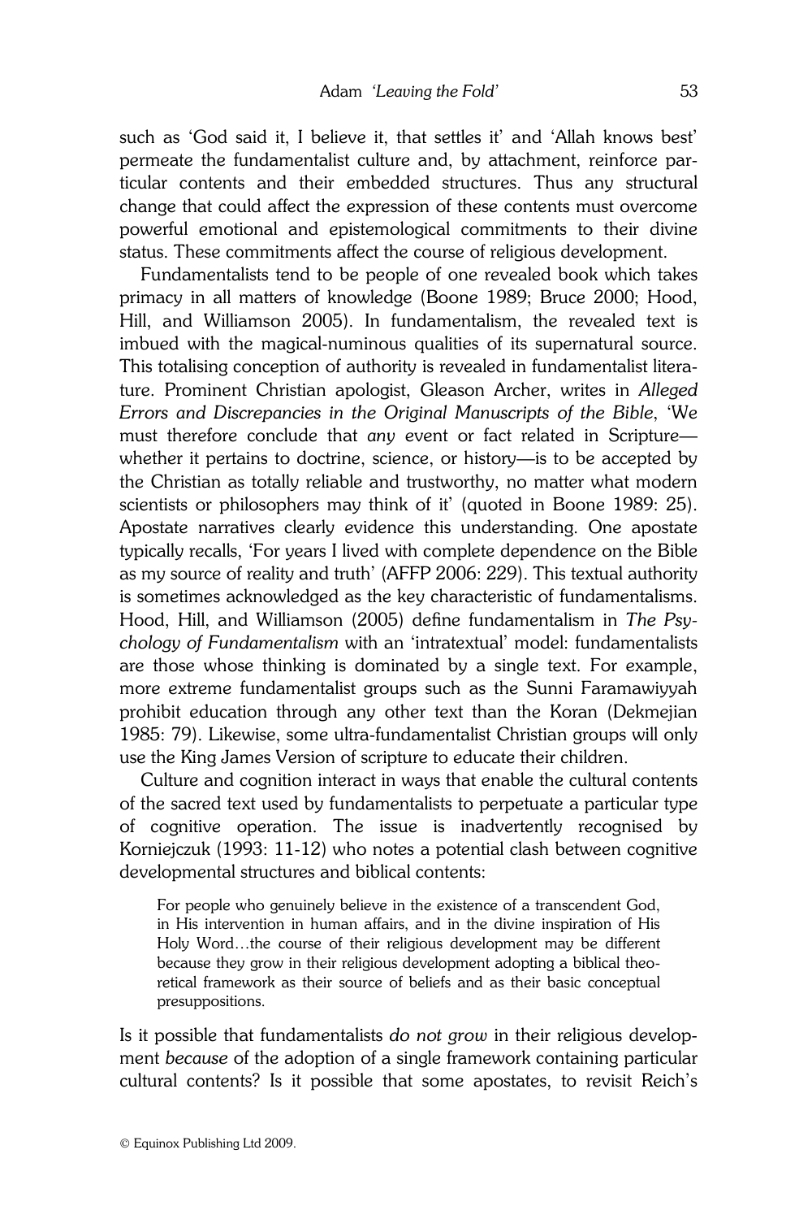such as 'God said it, I believe it, that settles it' and 'Allah knows best' permeate the fundamentalist culture and, by attachment, reinforce particular contents and their embedded structures. Thus any structural change that could affect the expression of these contents must overcome powerful emotional and epistemological commitments to their divine status. These commitments affect the course of religious development.

Fundamentalists tend to be people of one revealed book which takes primacy in all matters of knowledge (Boone 1989; Bruce 2000; Hood, Hill, and Williamson 2005). In fundamentalism, the revealed text is imbued with the magical-numinous qualities of its supernatural source. This totalising conception of authority is revealed in fundamentalist literature. Prominent Christian apologist, Gleason Archer, writes in *Alleged Errors and Discrepancies in the Original Manuscripts of the Bible*, 'We must therefore conclude that *any* event or fact related in Scripture—whether it pertains to doctrine, science, or history—is to be accepted by the Christian as totally reliable and trustworthy, no matter what modern scientists or philosophers may think of it' (quoted in Boone 1989: 25). Apostate narratives clearly evidence this understanding. One apostate typically recalls, 'For years I lived with complete dependence on the Bible as my source of reality and truth' (AFFP 2006: 229). This textual authority is sometimes acknowledged as the key characteristic of fundamentalisms. Hood, Hill, and Williamson (2005) define fundamentalism in *The Psychology of Fundamentalism* with an 'intratextual' model: fundamentalists are those whose thinking is dominated by a single text. For example, more extreme fundamentalist groups such as the Sunni Faramawiyyah prohibit education through any other text than the Koran (Dekmejian 1985: 79). Likewise, some ultra-fundamentalist Christian groups will only use the King James Version of scripture to educate their children.

Culture and cognition interact in ways that enable the cultural contents of the sacred text used by fundamentalists to perpetuate a particular type of cognitive operation. The issue is inadvertently recognised by Korniejczuk (1993: 11-12) who notes a potential clash between cognitive developmental structures and biblical contents:

> For people who genuinely believe in the existence of a transcendent God, in His intervention in human affairs, and in the divine inspiration of His Holy Word…the course of their religious development may be different because they grow in their religious development adopting a biblical theoretical framework as their source of beliefs and as their basic conceptual presuppositions.

Is it possible that fundamentalists *do not grow* in their religious development *because* of the adoption of a single framework containing particular cultural contents? Is it possible that some apostates, to revisit Reich's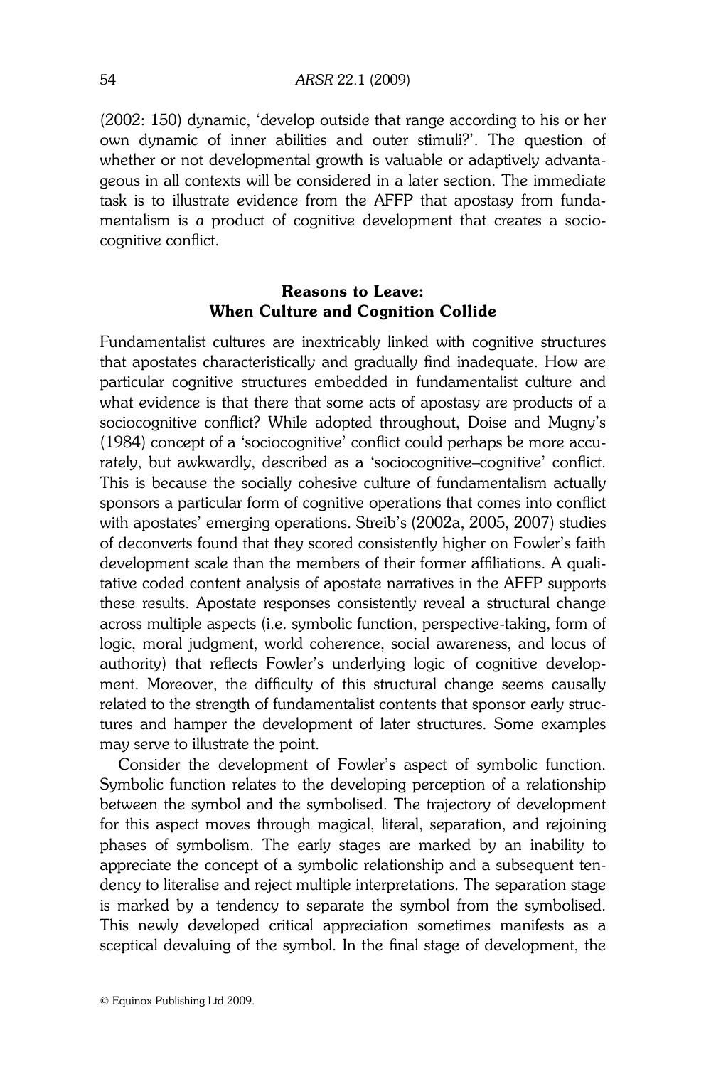(2002: 150) dynamic, 'develop outside that range according to his or her own dynamic of inner abilities and outer stimuli?'. The question of whether or not developmental growth is valuable or adaptively advantageous in all contexts will be considered in a later section. The immediate task is to illustrate evidence from the AFFP that apostasy from fundamentalism is *a* product of cognitive development that creates a sociocognitive conflict.

## Reasons to Leave: When Culture and Cognition Collide

Fundamentalist cultures are inextricably linked with cognitive structures that apostates characteristically and gradually find inadequate. How are particular cognitive structures embedded in fundamentalist culture and what evidence is that there that some acts of apostasy are products of a sociocognitive conflict? While adopted throughout, Doise and Mugny's (1984) concept of a 'sociocognitive' conflict could perhaps be more accurately, but awkwardly, described as a 'sociocognitive–cognitive' conflict. This is because the socially cohesive culture of fundamentalism actually sponsors a particular form of cognitive operations that comes into conflict with apostates' emerging operations. Streib's (2002a, 2005, 2007) studies of deconverts found that they scored consistently higher on Fowler's faith development scale than the members of their former affiliations. A qualitative coded content analysis of apostate narratives in the AFFP supports these results. Apostate responses consistently reveal a structural change across multiple aspects (i.e. symbolic function, perspective-taking, form of logic, moral judgment, world coherence, social awareness, and locus of authority) that reflects Fowler's underlying logic of cognitive development. Moreover, the difficulty of this structural change seems causally related to the strength of fundamentalist contents that sponsor early structures and hamper the development of later structures. Some examples may serve to illustrate the point.

Consider the development of Fowler's aspect of symbolic function. Symbolic function relates to the developing perception of a relationship between the symbol and the symbolised. The trajectory of development for this aspect moves through magical, literal, separation, and rejoining phases of symbolism. The early stages are marked by an inability to appreciate the concept of a symbolic relationship and a subsequent tendency to literalise and reject multiple interpretations. The separation stage is marked by a tendency to separate the symbol from the symbolised. This newly developed critical appreciation sometimes manifests as a sceptical devaluing of the symbol. In the final stage of development, the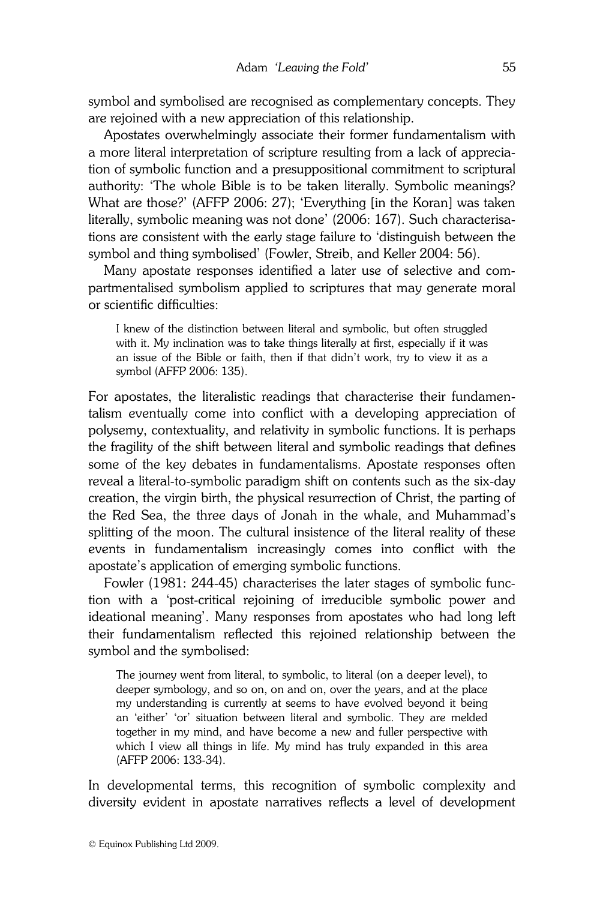symbol and symbolised are recognised as complementary concepts. They are rejoined with a new appreciation of this relationship.

Apostates overwhelmingly associate their former fundamentalism with a more literal interpretation of scripture resulting from a lack of appreciation of symbolic function and a presuppositional commitment to scriptural authority: 'The whole Bible is to be taken literally. Symbolic meanings? What are those?' (AFFP 2006: 27); 'Everything [in the Koran] was taken literally, symbolic meaning was not done' (2006: 167). Such characterisations are consistent with the early stage failure to 'distinguish between the symbol and thing symbolised' (Fowler, Streib, and Keller 2004: 56).

Many apostate responses identified a later use of selective and compartmentalised symbolism applied to scriptures that may generate moral or scientific difficulties:

> I knew of the distinction between literal and symbolic, but often struggled with it. My inclination was to take things literally at first, especially if it was an issue of the Bible or faith, then if that didn't work, try to view it as a symbol (AFFP 2006: 135).

For apostates, the literalistic readings that characterise their fundamentalism eventually come into conflict with a developing appreciation of polysemy, contextuality, and relativity in symbolic functions. It is perhaps the fragility of the shift between literal and symbolic readings that defines some of the key debates in fundamentalisms. Apostate responses often reveal a literal-to-symbolic paradigm shift on contents such as the six-day creation, the virgin birth, the physical resurrection of Christ, the parting of the Red Sea, the three days of Jonah in the whale, and Muhammad's splitting of the moon. The cultural insistence of the literal reality of these events in fundamentalism increasingly comes into conflict with the apostate's application of emerging symbolic functions.

Fowler (1981: 244-45) characterises the later stages of symbolic function with a 'post-critical rejoining of irreducible symbolic power and ideational meaning'. Many responses from apostates who had long left their fundamentalism reflected this rejoined relationship between the symbol and the symbolised:

> The journey went from literal, to symbolic, to literal (on a deeper level), to deeper symbology, and so on, on and on, over the years, and at the place my understanding is currently at seems to have evolved beyond it being an 'either' 'or' situation between literal and symbolic. They are melded together in my mind, and have become a new and fuller perspective with which I view all things in life. My mind has truly expanded in this area (AFFP 2006: 133-34).

In developmental terms, this recognition of symbolic complexity and diversity evident in apostate narratives reflects a level of development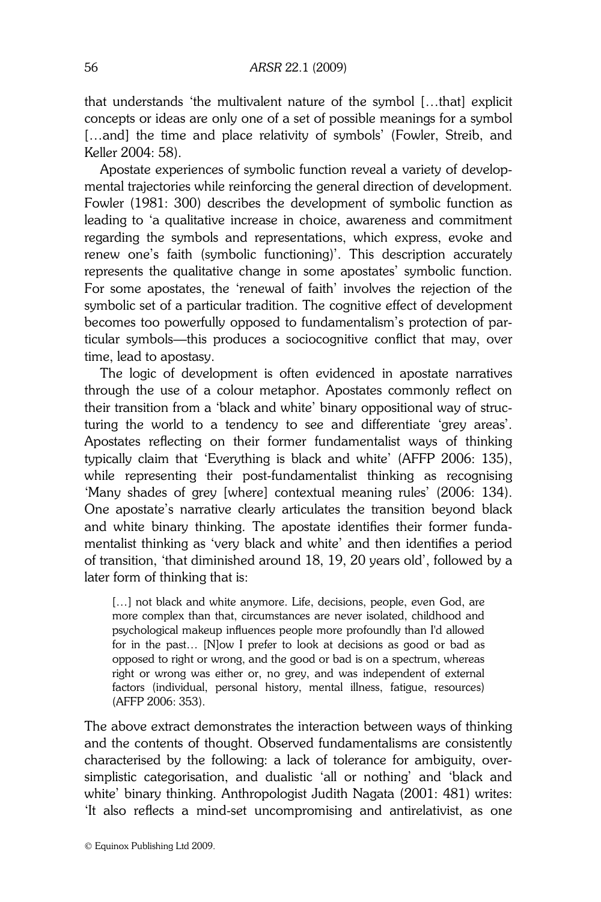that understands 'the multivalent nature of the symbol […that] explicit concepts or ideas are only one of a set of possible meanings for a symbol […and] the time and place relativity of symbols' (Fowler, Streib, and Keller 2004: 58).

Apostate experiences of symbolic function reveal a variety of developmental trajectories while reinforcing the general direction of development. Fowler (1981: 300) describes the development of symbolic function as leading to 'a qualitative increase in choice, awareness and commitment regarding the symbols and representations, which express, evoke and renew one's faith (symbolic functioning)'. This description accurately represents the qualitative change in some apostates' symbolic function. For some apostates, the 'renewal of faith' involves the rejection of the symbolic set of a particular tradition. The cognitive effect of development becomes too powerfully opposed to fundamentalism's protection of particular symbols—this produces a sociocognitive conflict that may, over time, lead to apostasy.

The logic of development is often evidenced in apostate narratives through the use of a colour metaphor. Apostates commonly reflect on their transition from a 'black and white' binary oppositional way of structuring the world to a tendency to see and differentiate 'grey areas'. Apostates reflecting on their former fundamentalist ways of thinking typically claim that 'Everything is black and white' (AFFP 2006: 135), while representing their post-fundamentalist thinking as recognising 'Many shades of grey [where] contextual meaning rules' (2006: 134). One apostate's narrative clearly articulates the transition beyond black and white binary thinking. The apostate identifies their former fundamentalist thinking as 'very black and white' and then identifies a period of transition, 'that diminished around 18, 19, 20 years old', followed by a later form of thinking that is:

> […] not black and white anymore. Life, decisions, people, even God, are more complex than that, circumstances are never isolated, childhood and psychological makeup influences people more profoundly than I'd allowed for in the past… [N]ow I prefer to look at decisions as good or bad as opposed to right or wrong, and the good or bad is on a spectrum, whereas right or wrong was either or, no grey, and was independent of external factors (individual, personal history, mental illness, fatigue, resources) (AFFP 2006: 353).

The above extract demonstrates the interaction between ways of thinking and the contents of thought. Observed fundamentalisms are consistently characterised by the following: a lack of tolerance for ambiguity, oversimplistic categorisation, and dualistic 'all or nothing' and 'black and white' binary thinking. Anthropologist Judith Nagata (2001: 481) writes: 'It also reflects a mind-set uncompromising and antirelativist, as one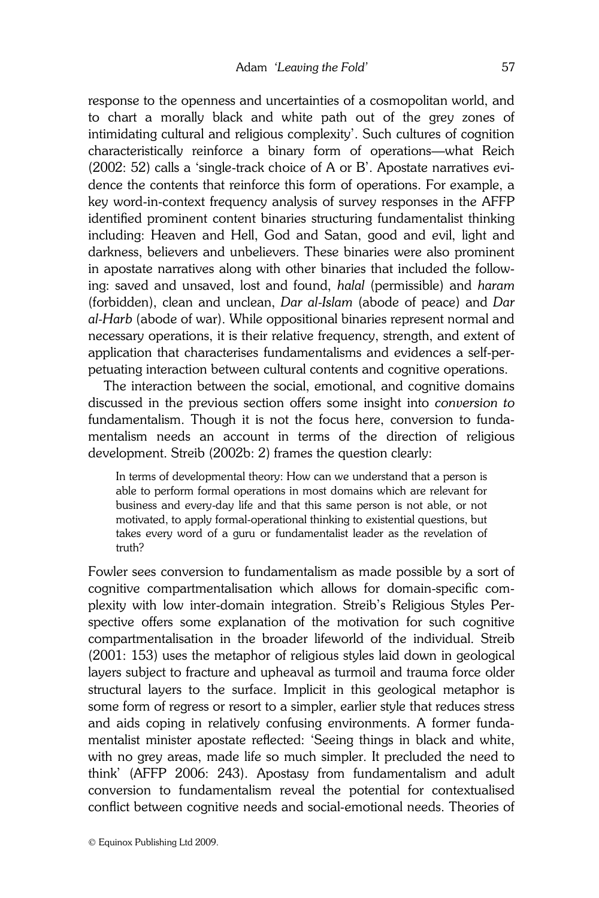response to the openness and uncertainties of a cosmopolitan world, and to chart a morally black and white path out of the grey zones of intimidating cultural and religious complexity'. Such cultures of cognition characteristically reinforce a binary form of operations—what Reich (2002: 52) calls a 'single-track choice of A or B'. Apostate narratives evidence the contents that reinforce this form of operations. For example, a key word-in-context frequency analysis of survey responses in the AFFP identified prominent content binaries structuring fundamentalist thinking including: Heaven and Hell, God and Satan, good and evil, light and darkness, believers and unbelievers. These binaries were also prominent in apostate narratives along with other binaries that included the following: saved and unsaved, lost and found, *halal* (permissible) and *haram* (forbidden), clean and unclean, *Dar al-Islam* (abode of peace) and *Dar al-Harb* (abode of war). While oppositional binaries represent normal and necessary operations, it is their relative frequency, strength, and extent of application that characterises fundamentalisms and evidences a self-perpetuating interaction between cultural contents and cognitive operations.

The interaction between the social, emotional, and cognitive domains discussed in the previous section offers some insight into *conversion to* fundamentalism. Though it is not the focus here, conversion to fundamentalism needs an account in terms of the direction of religious development. Streib (2002b: 2) frames the question clearly:

> In terms of developmental theory: How can we understand that a person is able to perform formal operations in most domains which are relevant for business and every-day life and that this same person is not able, or not motivated, to apply formal-operational thinking to existential questions, but takes every word of a guru or fundamentalist leader as the revelation of truth?

Fowler sees conversion to fundamentalism as made possible by a sort of cognitive compartmentalisation which allows for domain-specific complexity with low inter-domain integration. Streib's Religious Styles Perspective offers some explanation of the motivation for such cognitive compartmentalisation in the broader lifeworld of the individual. Streib (2001: 153) uses the metaphor of religious styles laid down in geological layers subject to fracture and upheaval as turmoil and trauma force older structural layers to the surface. Implicit in this geological metaphor is some form of regress or resort to a simpler, earlier style that reduces stress and aids coping in relatively confusing environments. A former fundamentalist minister apostate reflected: 'Seeing things in black and white, with no grey areas, made life so much simpler. It precluded the need to think' (AFFP 2006: 243). Apostasy from fundamentalism and adult conversion to fundamentalism reveal the potential for contextualised conflict between cognitive needs and social-emotional needs. Theories of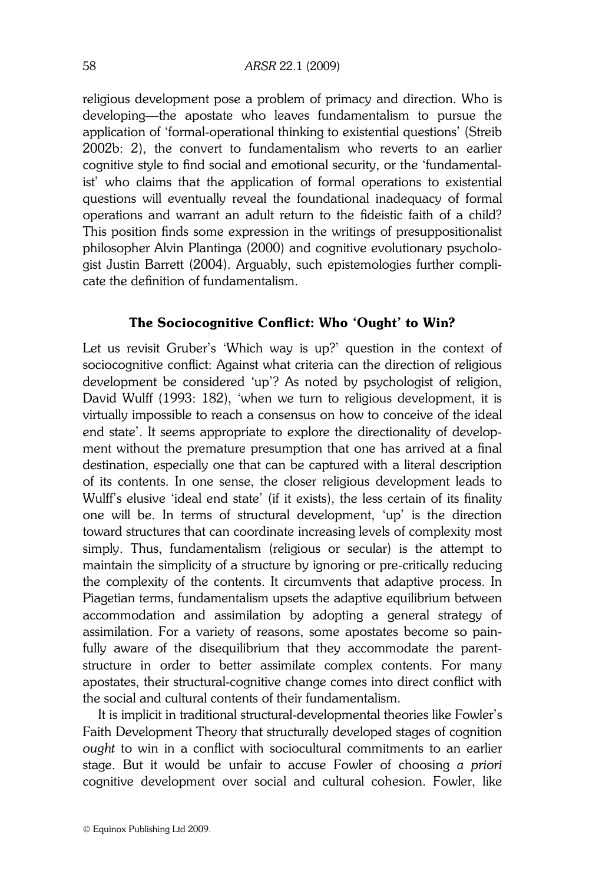religious development pose a problem of primacy and direction. Who is developing—the apostate who leaves fundamentalism to pursue the application of 'formal-operational thinking to existential questions' (Streib 2002b: 2), the convert to fundamentalism who reverts to an earlier cognitive style to find social and emotional security, or the 'fundamentalist' who claims that the application of formal operations to existential questions will eventually reveal the foundational inadequacy of formal operations and warrant an adult return to the fideistic faith of a child? This position finds some expression in the writings of presuppositionalist philosopher Alvin Plantinga (2000) and cognitive evolutionary psychologist Justin Barrett (2004). Arguably, such epistemologies further complicate the definition of fundamentalism.

## The Sociocognitive Conflict: Who 'Ought' to Win?

Let us revisit Gruber's 'Which way is up?' question in the context of sociocognitive conflict: Against what criteria can the direction of religious development be considered 'up'? As noted by psychologist of religion, David Wulff (1993: 182), 'when we turn to religious development, it is virtually impossible to reach a consensus on how to conceive of the ideal end state'. It seems appropriate to explore the directionality of development without the premature presumption that one has arrived at a final destination, especially one that can be captured with a literal description of its contents. In one sense, the closer religious development leads to Wulff's elusive 'ideal end state' (if it exists), the less certain of its finality one will be. In terms of structural development, 'up' is the direction toward structures that can coordinate increasing levels of complexity most simply. Thus, fundamentalism (religious or secular) is the attempt to maintain the simplicity of a structure by ignoring or pre-critically reducing the complexity of the contents. It circumvents that adaptive process. In Piagetian terms, fundamentalism upsets the adaptive equilibrium between accommodation and assimilation by adopting a general strategy of assimilation. For a variety of reasons, some apostates become so painfully aware of the disequilibrium that they accommodate the parent-structure in order to better assimilate complex contents. For many apostates, their structural-cognitive change comes into direct conflict with the social and cultural contents of their fundamentalism.

It is implicit in traditional structural-developmental theories like Fowler's Faith Development Theory that structurally developed stages of cognition *ought* to win in a conflict with sociocultural commitments to an earlier stage. But it would be unfair to accuse Fowler of choosing *a priori* cognitive development over social and cultural cohesion. Fowler, like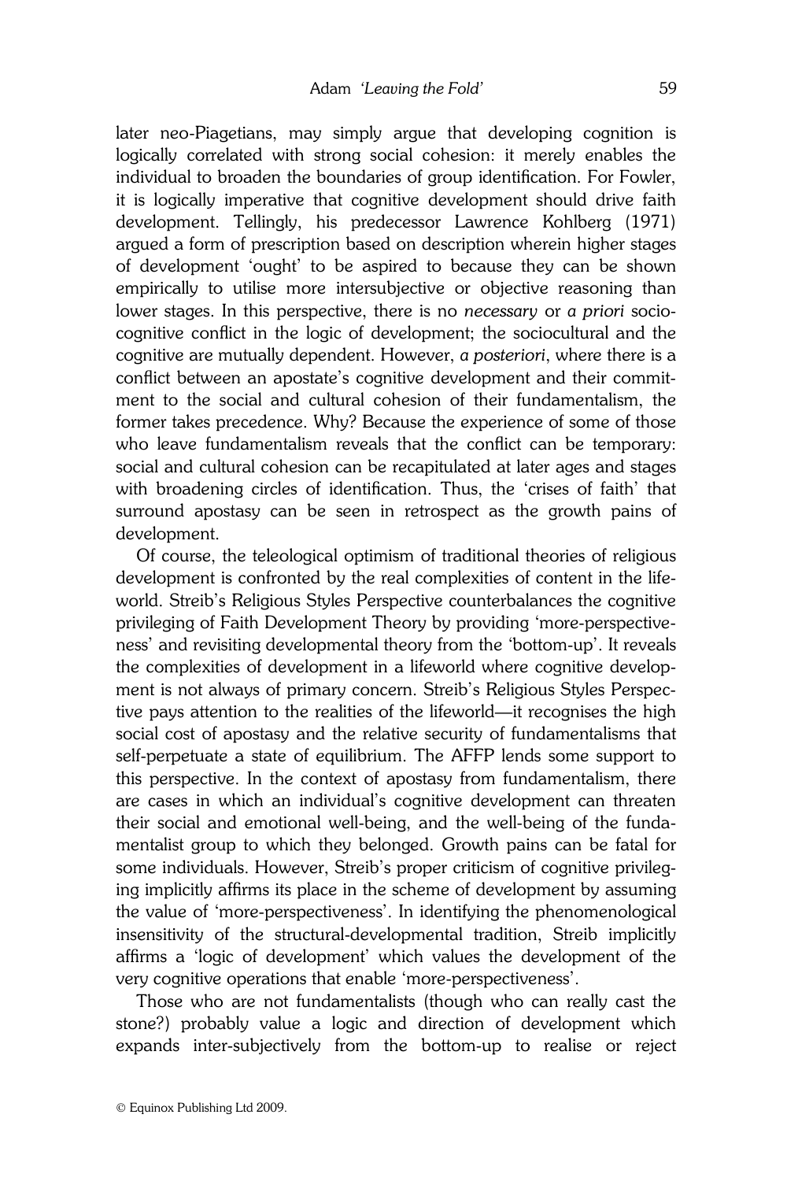later neo-Piagetians, may simply argue that developing cognition is logically correlated with strong social cohesion: it merely enables the individual to broaden the boundaries of group identification. For Fowler, it is logically imperative that cognitive development should drive faith development. Tellingly, his predecessor Lawrence Kohlberg (1971) argued a form of prescription based on description wherein higher stages of development 'ought' to be aspired to because they can be shown empirically to utilise more intersubjective or objective reasoning than lower stages. In this perspective, there is no *necessary* or *a priori* socio-cognitive conflict in the logic of development; the sociocultural and the cognitive are mutually dependent. However, *a posteriori*, where there is a conflict between an apostate's cognitive development and their commitment to the social and cultural cohesion of their fundamentalism, the former takes precedence. Why? Because the experience of some of those who leave fundamentalism reveals that the conflict can be temporary: social and cultural cohesion can be recapitulated at later ages and stages with broadening circles of identification. Thus, the 'crises of faith' that surround apostasy can be seen in retrospect as the growth pains of development.

Of course, the teleological optimism of traditional theories of religious development is confronted by the real complexities of content in the lifeworld. Streib's Religious Styles Perspective counterbalances the cognitive privileging of Faith Development Theory by providing 'more-perspectiveness' and revisiting developmental theory from the 'bottom-up'. It reveals the complexities of development in a lifeworld where cognitive development is not always of primary concern. Streib's Religious Styles Perspective pays attention to the realities of the lifeworld—it recognises the high social cost of apostasy and the relative security of fundamentalisms that self-perpetuate a state of equilibrium. The AFFP lends some support to this perspective. In the context of apostasy from fundamentalism, there are cases in which an individual's cognitive development can threaten their social and emotional well-being, and the well-being of the fundamentalist group to which they belonged. Growth pains can be fatal for some individuals. However, Streib's proper criticism of cognitive privileging implicitly affirms its place in the scheme of development by assuming the value of 'more-perspectiveness'. In identifying the phenomenological insensitivity of the structural-developmental tradition, Streib implicitly affirms a 'logic of development' which values the development of the very cognitive operations that enable 'more-perspectiveness'.

Those who are not fundamentalists (though who can really cast the stone?) probably value a logic and direction of development which expands inter-subjectively from the bottom-up to realise or reject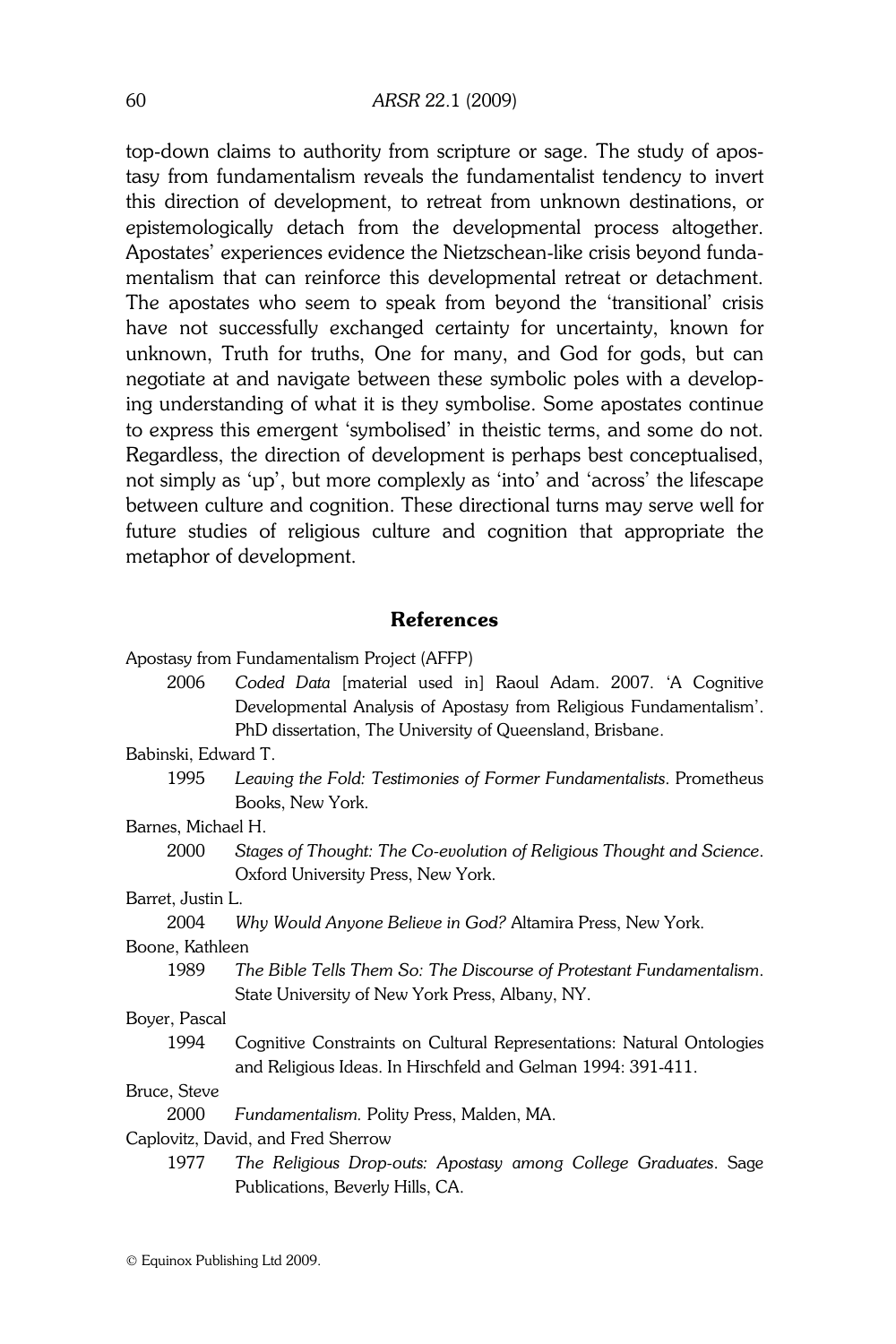top-down claims to authority from scripture or sage. The study of apostasy from fundamentalism reveals the fundamentalist tendency to invert this direction of development, to retreat from unknown destinations, or epistemologically detach from the developmental process altogether. Apostates' experiences evidence the Nietzschean-like crisis beyond fundamentalism that can reinforce this developmental retreat or detachment. The apostates who seem to speak from beyond the 'transitional' crisis have not successfully exchanged certainty for uncertainty, known for unknown, Truth for truths, One for many, and God for gods, but can negotiate at and navigate between these symbolic poles with a developing understanding of what it is they symbolise. Some apostates continue to express this emergent 'symbolised' in theistic terms, and some do not. Regardless, the direction of development is perhaps best conceptualised, not simply as 'up', but more complexly as 'into' and 'across' the lifescape between culture and cognition. These directional turns may serve well for future studies of religious culture and cognition that appropriate the metaphor of development.

## References

Apostasy from Fundamentalism Project (AFFP)

2006 *Coded Data* [material used in] Raoul Adam. 2007. 'A Cognitive Developmental Analysis of Apostasy from Religious Fundamentalism'. PhD dissertation, The University of Queensland, Brisbane.

Babinski, Edward T.

1995 *Leaving the Fold: Testimonies of Former Fundamentalists*. Prometheus Books, New York.

Barnes, Michael H.

2000 *Stages of Thought: The Co-evolution of Religious Thought and Science*. Oxford University Press, New York.

Barret, Justin L.

2004 *Why Would Anyone Believe in God?* Altamira Press, New York.

Boone, Kathleen

1989 *The Bible Tells Them So: The Discourse of Protestant Fundamentalism*. State University of New York Press, Albany, NY.

Boyer, Pascal

1994 Cognitive Constraints on Cultural Representations: Natural Ontologies and Religious Ideas. In Hirschfeld and Gelman 1994: 391-411.

Bruce, Steve

2000 *Fundamentalism.* Polity Press, Malden, MA.

Caplovitz, David, and Fred Sherrow

1977 *The Religious Drop-outs: Apostasy among College Graduates*. Sage Publications, Beverly Hills, CA.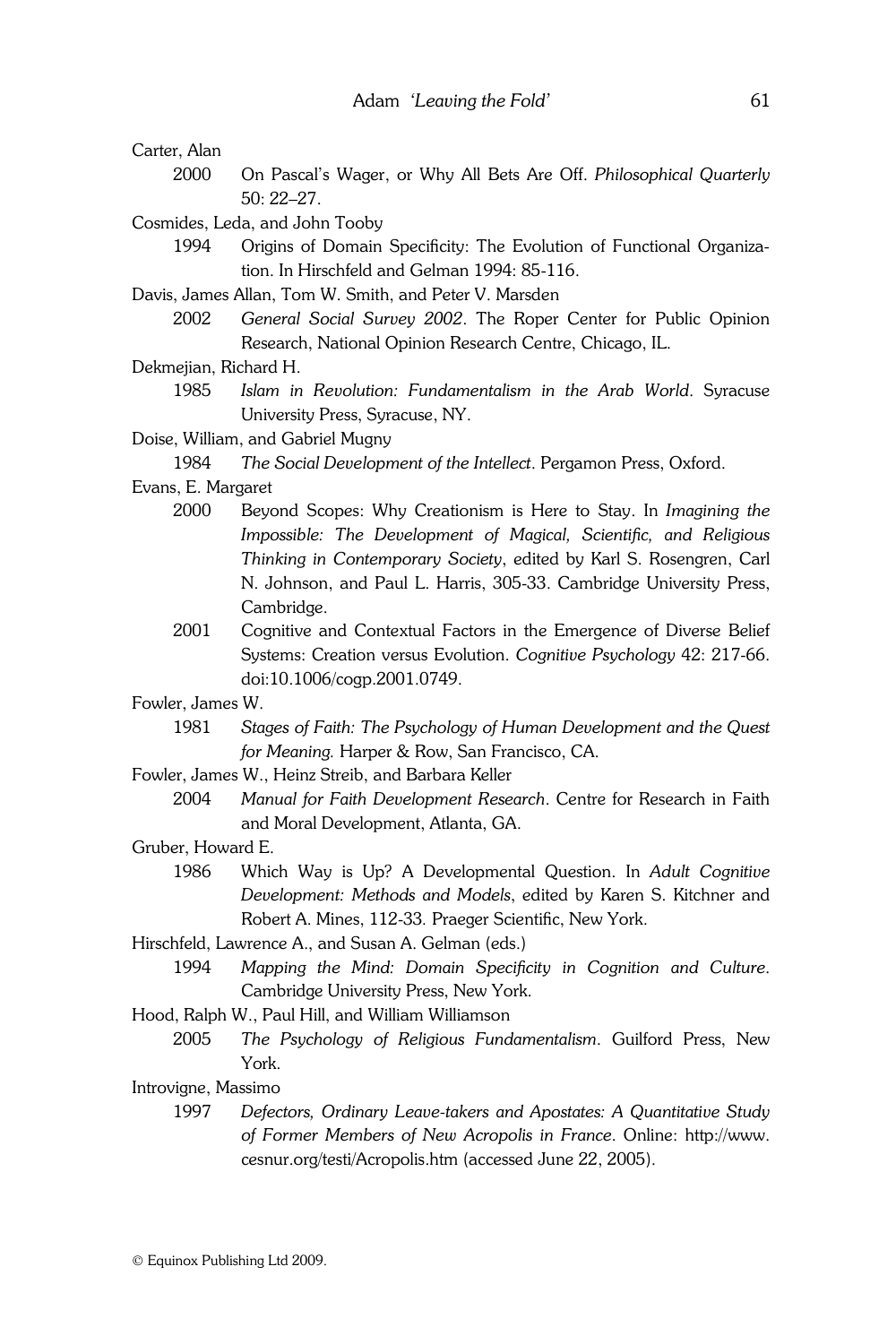Carter, Alan

2000 On Pascal's Wager, or Why All Bets Are Off. *Philosophical Quarterly* 50: 22–27.

Cosmides, Leda, and John Tooby

1994 Origins of Domain Specificity: The Evolution of Functional Organization. In Hirschfeld and Gelman 1994: 85-116.

Davis, James Allan, Tom W. Smith, and Peter V. Marsden

2002 *General Social Survey 2002*. The Roper Center for Public Opinion Research, National Opinion Research Centre, Chicago, IL.

Dekmejian, Richard H.

1985 *Islam in Revolution: Fundamentalism in the Arab World*. Syracuse University Press, Syracuse, NY.

Doise, William, and Gabriel Mugny

1984 *The Social Development of the Intellect*. Pergamon Press, Oxford.

Evans, E. Margaret

2000 Beyond Scopes: Why Creationism is Here to Stay. In *Imagining the Impossible: The Development of Magical, Scientific, and Religious Thinking in Contemporary Society*, edited by Karl S. Rosengren, Carl N. Johnson, and Paul L. Harris, 305-33. Cambridge University Press, Cambridge.

2001 Cognitive and Contextual Factors in the Emergence of Diverse Belief Systems: Creation versus Evolution. *Cognitive Psychology* 42: 217-66. doi:10.1006/cogp.2001.0749.

Fowler, James W.

1981 *Stages of Faith: The Psychology of Human Development and the Quest for Meaning.* Harper & Row, San Francisco, CA.

Fowler, James W., Heinz Streib, and Barbara Keller

2004 *Manual for Faith Development Research*. Centre for Research in Faith and Moral Development, Atlanta, GA.

Gruber, Howard E.

1986 Which Way is Up? A Developmental Question. In *Adult Cognitive Development: Methods and Models*, edited by Karen S. Kitchner and Robert A. Mines, 112-33. Praeger Scientific, New York.

Hirschfeld, Lawrence A., and Susan A. Gelman (eds.)

1994 *Mapping the Mind: Domain Specificity in Cognition and Culture*. Cambridge University Press, New York.

Hood, Ralph W., Paul Hill, and William Williamson

2005 *The Psychology of Religious Fundamentalism*. Guilford Press, New York.

Introvigne, Massimo

1997 *Defectors, Ordinary Leave-takers and Apostates: A Quantitative Study of Former Members of New Acropolis in France*. Online: http://www.cesnur.org/testi/Acropolis.htm (accessed June 22, 2005).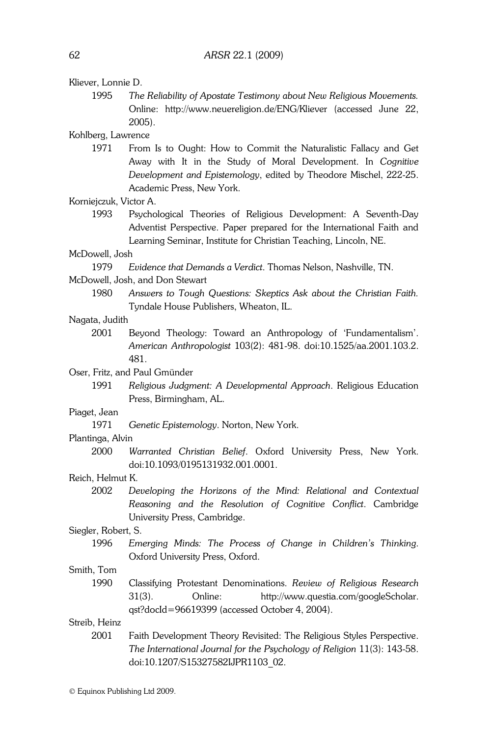Kliever, Lonnie D.

1995 *The Reliability of Apostate Testimony about New Religious Movements*. Online: http://www.neuereligion.de/ENG/Kliever (accessed June 22, 2005).

Kohlberg, Lawrence

1971 From Is to Ought: How to Commit the Naturalistic Fallacy and Get Away with It in the Study of Moral Development. In *Cognitive Development and Epistemology*, edited by Theodore Mischel, 222-25. Academic Press, New York.

Korniejczuk, Victor A.

1993 Psychological Theories of Religious Development: A Seventh-Day Adventist Perspective. Paper prepared for the International Faith and Learning Seminar, Institute for Christian Teaching, Lincoln, NE.

McDowell, Josh

1979 *Evidence that Demands a Verdict*. Thomas Nelson, Nashville, TN.

McDowell, Josh, and Don Stewart

1980 *Answers to Tough Questions: Skeptics Ask about the Christian Faith*. Tyndale House Publishers, Wheaton, IL.

Nagata, Judith

2001 Beyond Theology: Toward an Anthropology of 'Fundamentalism'. *American Anthropologist* 103(2): 481-98. doi:10.1525/aa.2001.103.2.481.

Oser, Fritz, and Paul Gmünder

1991 *Religious Judgment: A Developmental Approach*. Religious Education Press, Birmingham, AL.

Piaget, Jean

1971 *Genetic Epistemology*. Norton, New York.

Plantinga, Alvin

2000 *Warranted Christian Belief*. Oxford University Press, New York. doi:10.1093/0195131932.001.0001.

Reich, Helmut K.

2002 *Developing the Horizons of the Mind: Relational and Contextual Reasoning and the Resolution of Cognitive Conflict*. Cambridge University Press, Cambridge.

Siegler, Robert, S.

1996 *Emerging Minds: The Process of Change in Children's Thinking*. Oxford University Press, Oxford.

Smith, Tom

1990 Classifying Protestant Denominations. *Review of Religious Research* 31(3). Online: http://www.questia.com/googleScholar.qst?docId=96619399 (accessed October 4, 2004).

Streib, Heinz

2001 Faith Development Theory Revisited: The Religious Styles Perspective. *The International Journal for the Psychology of Religion* 11(3): 143-58. doi:10.1207/S15327582IJPR1103_02.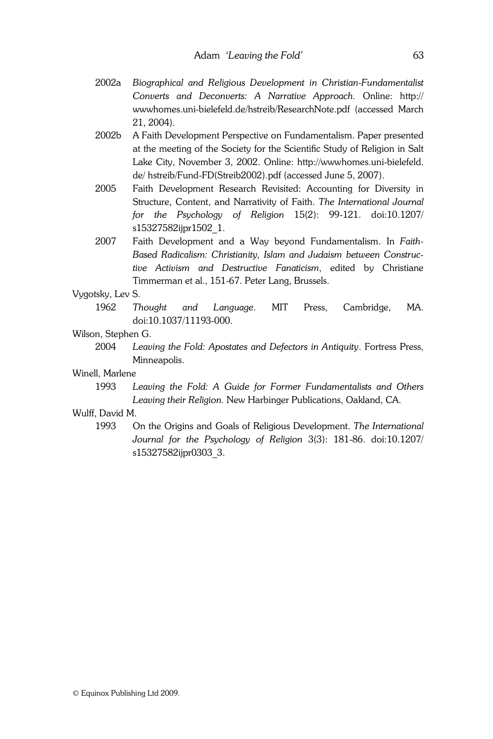2002a *Biographical and Religious Development in Christian-Fundamentalist Converts and Deconverts: A Narrative Approach.* Online: http://wwwhomes.uni-bielefeld.de/hstreib/ResearchNote.pdf (accessed March 21, 2004).

2002b A Faith Development Perspective on Fundamentalism. Paper presented at the meeting of the Society for the Scientific Study of Religion in Salt Lake City, November 3, 2002. Online: http://wwwhomes.uni-bielefeld.de/ hstreib/Fund-FD(Streib2002).pdf (accessed June 5, 2007).

2005 Faith Development Research Revisited: Accounting for Diversity in Structure, Content, and Narrativity of Faith. *The International Journal for the Psychology of Religion* 15(2): 99-121. doi:10.1207/s15327582ijpr1502_1.

2007 Faith Development and a Way beyond Fundamentalism. In *Faith-Based Radicalism: Christianity, Islam and Judaism between Constructive Activism and Destructive Fanaticism*, edited by Christiane Timmerman et al., 151-67. Peter Lang, Brussels.

Vygotsky, Lev S.

1962 *Thought and Language*. MIT Press, Cambridge, MA. doi:10.1037/11193-000.

Wilson, Stephen G.

2004 *Leaving the Fold: Apostates and Defectors in Antiquity*. Fortress Press, Minneapolis.

Winell, Marlene

1993 *Leaving the Fold: A Guide for Former Fundamentalists and Others Leaving their Religion.* New Harbinger Publications, Oakland, CA.

Wulff, David M.

1993 On the Origins and Goals of Religious Development. *The International Journal for the Psychology of Religion* 3(3): 181-86. doi:10.1207/s15327582ijpr0303_3.

© Equinox Publishing Ltd 2009.